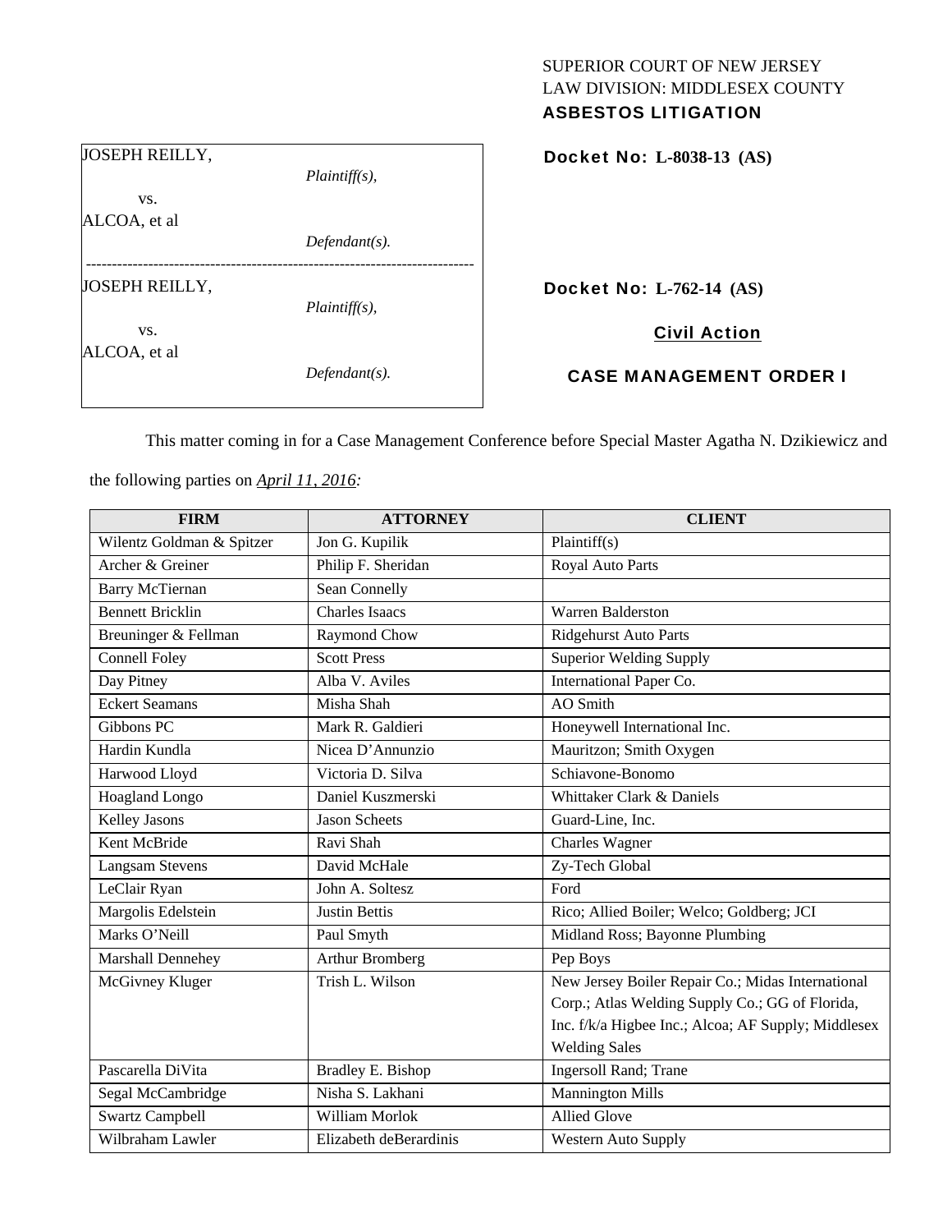SUPERIOR COURT OF NEW JERSEY
LAW DIVISION: MIDDLESEX COUNTY
**ASBESTOS LITIGATION**

JOSEPH REILLY,
*Plaintiff(s),*
vs.
ALCOA, et al
*Defendant(s).*

**Docket No: L-8038-13 (AS)**

---

JOSEPH REILLY,
*Plaintiff(s),*
vs.
ALCOA, et al
*Defendant(s).*

**Docket No: L-762-14 (AS)**

**Civil Action**

**CASE MANAGEMENT ORDER I**

This matter coming in for a Case Management Conference before Special Master Agatha N. Dzikiewicz and the following parties on ***April 11, 2016:***

| FIRM | ATTORNEY | CLIENT |
|---|---|---|
| Wilentz Goldman & Spitzer | Jon G. Kupilik | Plaintiff(s) |
| Archer & Greiner | Philip F. Sheridan | Royal Auto Parts |
| Barry McTiernan | Sean Connelly | |
| Bennett Bricklin | Charles Isaacs | Warren Balderston |
| Breuninger & Fellman | Raymond Chow | Ridgehurst Auto Parts |
| Connell Foley | Scott Press | Superior Welding Supply |
| Day Pitney | Alba V. Aviles | International Paper Co. |
| Eckert Seamans | Misha Shah | AO Smith |
| Gibbons PC | Mark R. Galdieri | Honeywell International Inc. |
| Hardin Kundla | Nicea D'Annunzio | Mauritzon; Smith Oxygen |
| Harwood Lloyd | Victoria D. Silva | Schiavone-Bonomo |
| Hoagland Longo | Daniel Kuszmerski | Whittaker Clark & Daniels |
| Kelley Jasons | Jason Scheets | Guard-Line, Inc. |
| Kent McBride | Ravi Shah | Charles Wagner |
| Langsam Stevens | David McHale | Zy-Tech Global |
| LeClair Ryan | John A. Soltesz | Ford |
| Margolis Edelstein | Justin Bettis | Rico; Allied Boiler; Welco; Goldberg; JCI |
| Marks O'Neill | Paul Smyth | Midland Ross; Bayonne Plumbing |
| Marshall Dennehey | Arthur Bromberg | Pep Boys |
| McGivney Kluger | Trish L. Wilson | New Jersey Boiler Repair Co.; Midas International Corp.; Atlas Welding Supply Co.; GG of Florida, Inc. f/k/a Higbee Inc.; Alcoa; AF Supply; Middlesex Welding Sales |
| Pascarella DiVita | Bradley E. Bishop | Ingersoll Rand; Trane |
| Segal McCambridge | Nisha S. Lakhani | Mannington Mills |
| Swartz Campbell | William Morlok | Allied Glove |
| Wilbraham Lawler | Elizabeth deBerardinis | Western Auto Supply |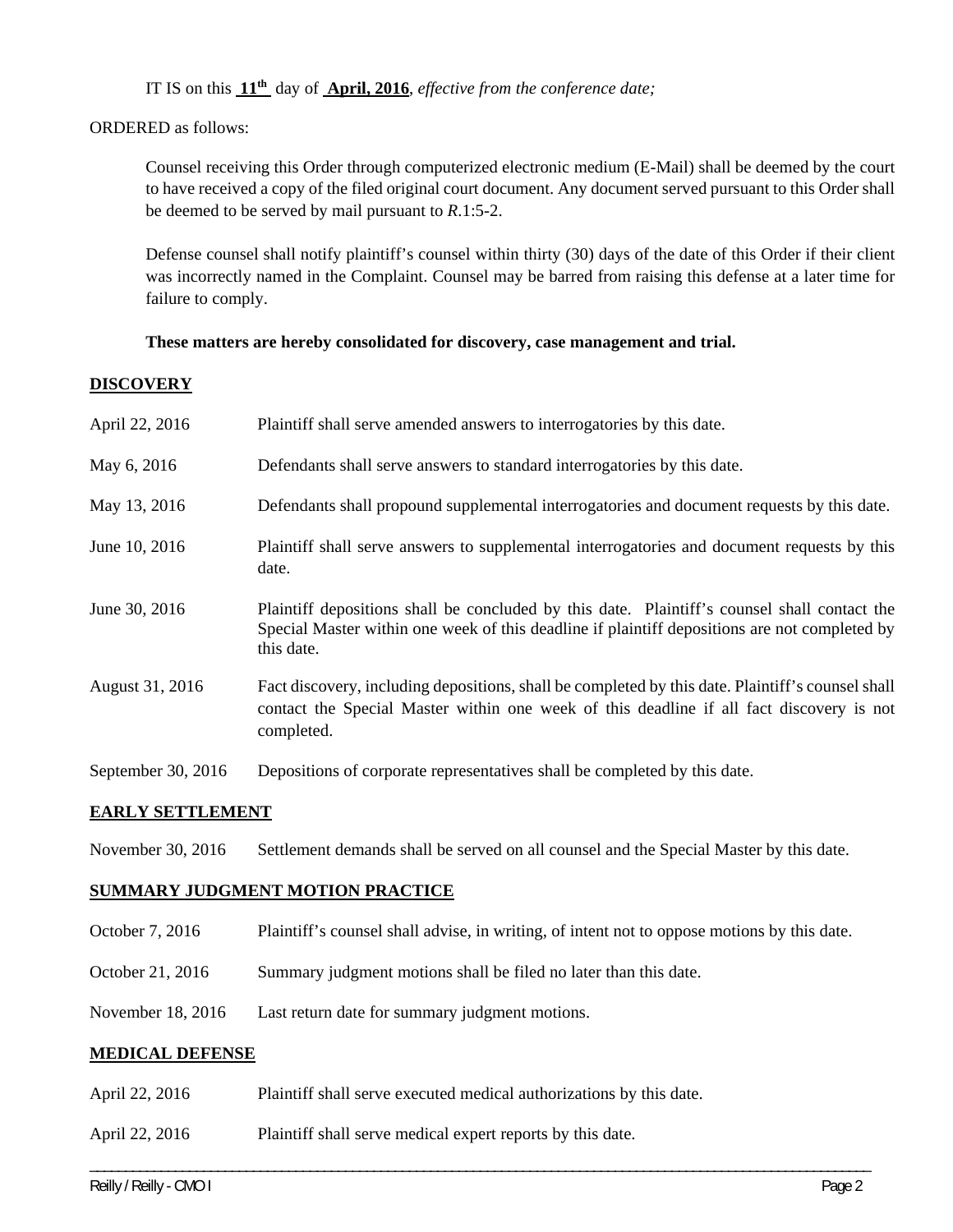IT IS on this **11th** day of **April, 2016**, *effective from the conference date;*

ORDERED as follows:

Counsel receiving this Order through computerized electronic medium (E-Mail) shall be deemed by the court to have received a copy of the filed original court document. Any document served pursuant to this Order shall be deemed to be served by mail pursuant to *R*.1:5-2.

Defense counsel shall notify plaintiff's counsel within thirty (30) days of the date of this Order if their client was incorrectly named in the Complaint. Counsel may be barred from raising this defense at a later time for failure to comply.

**These matters are hereby consolidated for discovery, case management and trial.**

## DISCOVERY

| | |
|---|---|
| April 22, 2016 | Plaintiff shall serve amended answers to interrogatories by this date. |
| May 6, 2016 | Defendants shall serve answers to standard interrogatories by this date. |
| May 13, 2016 | Defendants shall propound supplemental interrogatories and document requests by this date. |
| June 10, 2016 | Plaintiff shall serve answers to supplemental interrogatories and document requests by this date. |
| June 30, 2016 | Plaintiff depositions shall be concluded by this date. Plaintiff's counsel shall contact the Special Master within one week of this deadline if plaintiff depositions are not completed by this date. |
| August 31, 2016 | Fact discovery, including depositions, shall be completed by this date. Plaintiff's counsel shall contact the Special Master within one week of this deadline if all fact discovery is not completed. |
| September 30, 2016 | Depositions of corporate representatives shall be completed by this date. |

## EARLY SETTLEMENT

| | |
|---|---|
| November 30, 2016 | Settlement demands shall be served on all counsel and the Special Master by this date. |

## SUMMARY JUDGMENT MOTION PRACTICE

| | |
|---|---|
| October 7, 2016 | Plaintiff's counsel shall advise, in writing, of intent not to oppose motions by this date. |
| October 21, 2016 | Summary judgment motions shall be filed no later than this date. |
| November 18, 2016 | Last return date for summary judgment motions. |

## MEDICAL DEFENSE

| | |
|---|---|
| April 22, 2016 | Plaintiff shall serve executed medical authorizations by this date. |
| April 22, 2016 | Plaintiff shall serve medical expert reports by this date. |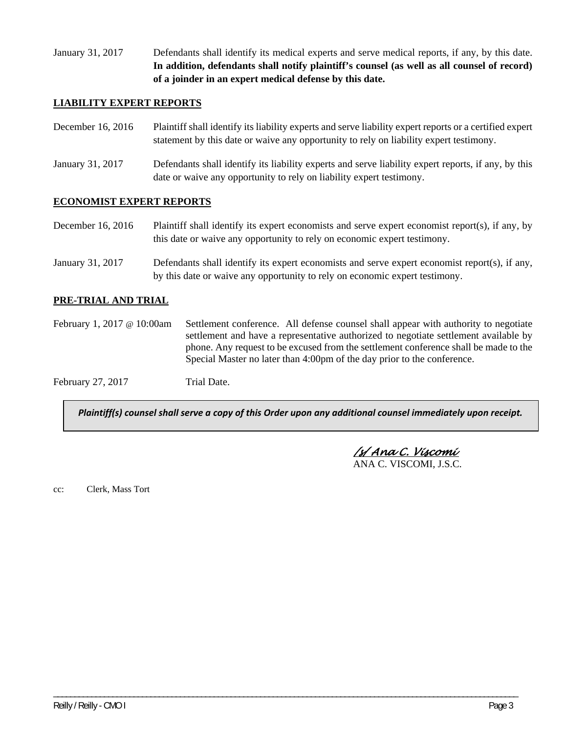January 31, 2017 Defendants shall identify its medical experts and serve medical reports, if any, by this date. **In addition, defendants shall notify plaintiff's counsel (as well as all counsel of record) of a joinder in an expert medical defense by this date.**

**LIABILITY EXPERT REPORTS**

December 16, 2016 Plaintiff shall identify its liability experts and serve liability expert reports or a certified expert statement by this date or waive any opportunity to rely on liability expert testimony.

January 31, 2017 Defendants shall identify its liability experts and serve liability expert reports, if any, by this date or waive any opportunity to rely on liability expert testimony.

**ECONOMIST EXPERT REPORTS**

December 16, 2016 Plaintiff shall identify its expert economists and serve expert economist report(s), if any, by this date or waive any opportunity to rely on economic expert testimony.

January 31, 2017 Defendants shall identify its expert economists and serve expert economist report(s), if any, by this date or waive any opportunity to rely on economic expert testimony.

**PRE-TRIAL AND TRIAL**

February 1, 2017 @ 10:00am Settlement conference. All defense counsel shall appear with authority to negotiate settlement and have a representative authorized to negotiate settlement available by phone. Any request to be excused from the settlement conference shall be made to the Special Master no later than 4:00pm of the day prior to the conference.

February 27, 2017 Trial Date.

***Plaintiff(s) counsel shall serve a copy of this Order upon any additional counsel immediately upon receipt.***

/s/ Ana C. Viscomi
ANA C. VISCOMI, J.S.C.

cc: Clerk, Mass Tort